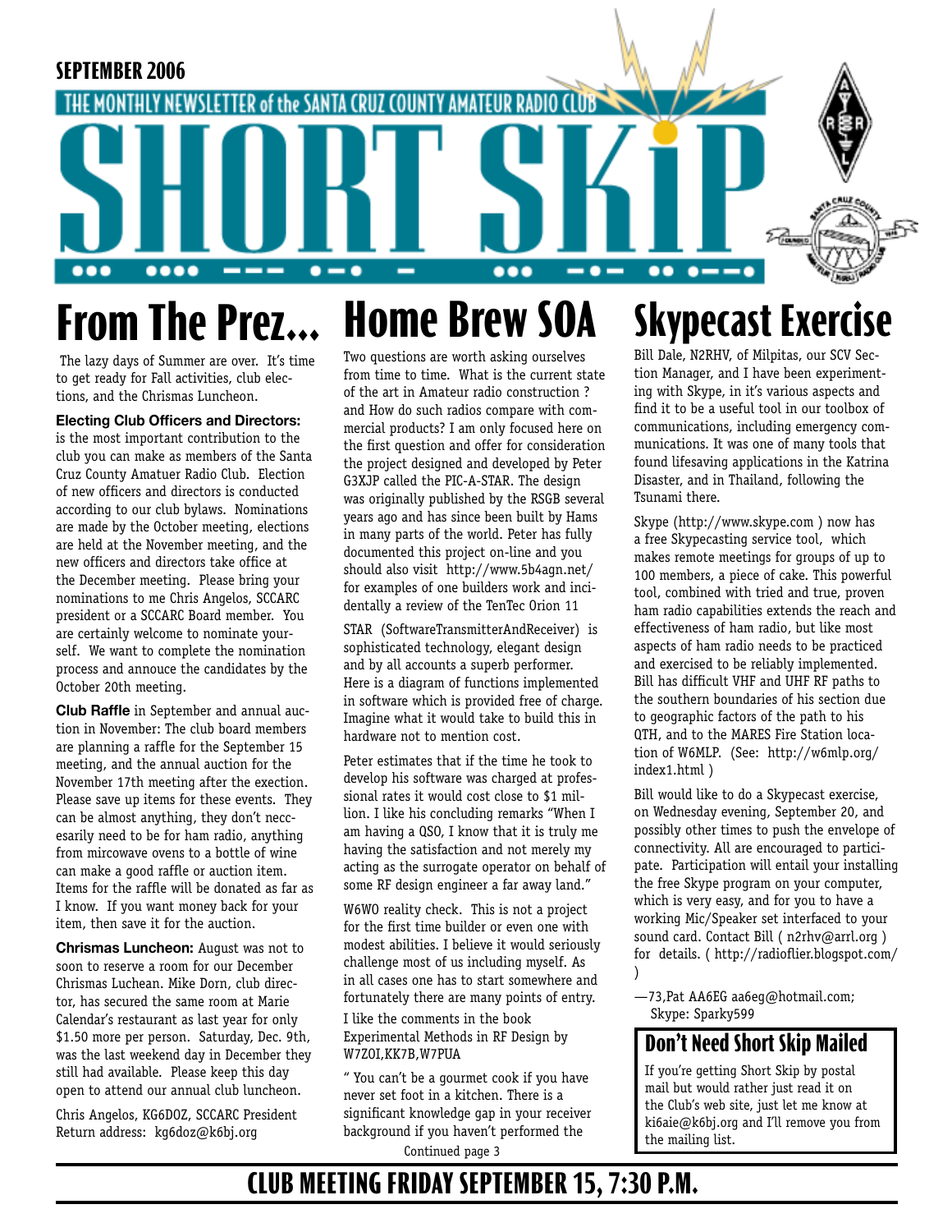SEPTEMBER 2006

THE MONTHLY NEWSLETTER of the SANTA CRUZ COUNTY AMATEUR RADIO CLUB

# SHORT SKiP

## From The Prez...

The lazy days of Summer are over. It's time to get ready for Fall activities, club elections, and the Chrismas Luncheon.

**Electing Club Officers and Directors:** is the most important contribution to the club you can make as members of the Santa Cruz County Amatuer Radio Club. Election of new officers and directors is conducted according to our club bylaws. Nominations are made by the October meeting, elections are held at the November meeting, and the new officers and directors take office at the December meeting. Please bring your nominations to me Chris Angelos, SCCARC president or a SCCARC Board member. You are certainly welcome to nominate yourself. We want to complete the nomination process and annouce the candidates by the October 20th meeting.

**Club Raffle** in September and annual auction in November: The club board members are planning a raffle for the September 15 meeting, and the annual auction for the November 17th meeting after the exection. Please save up items for these events. They can be almost anything, they don't neccesarily need to be for ham radio, anything from mircowave ovens to a bottle of wine can make a good raffle or auction item. Items for the raffle will be donated as far as I know. If you want money back for your item, then save it for the auction.

**Chrismas Luncheon:** August was not to soon to reserve a room for our December Chrismas Luchean. Mike Dorn, club director, has secured the same room at Marie Calendar's restaurant as last year for only $1.50 more per person. Saturday, Dec. 9th, was the last weekend day in December they still had available. Please keep this day open to attend our annual club luncheon.

Chris Angelos, KG6DOZ, SCCARC President
Return address: kg6doz@k6bj.org

## Home Brew SOA

Two questions are worth asking ourselves from time to time. What is the current state of the art in Amateur radio construction ? and How do such radios compare with commercial products? I am only focused here on the first question and offer for consideration the project designed and developed by Peter G3XJP called the PIC-A-STAR. The design was originally published by the RSGB several years ago and has since been built by Hams in many parts of the world. Peter has fully documented this project on-line and you should also visit http://www.5b4agn.net/ for examples of one builders work and incidentally a review of the TenTec Orion 11

STAR (SoftwareTransmitterAndReceiver) is sophisticated technology, elegant design and by all accounts a superb performer. Here is a diagram of functions implemented in software which is provided free of charge. Imagine what it would take to build this in hardware not to mention cost.

Peter estimates that if the time he took to develop his software was charged at professional rates it would cost close to $1 million. I like his concluding remarks "When I am having a QSO, I know that it is truly me having the satisfaction and not merely my acting as the surrogate operator on behalf of some RF design engineer a far away land."

W6WO reality check. This is not a project for the first time builder or even one with modest abilities. I believe it would seriously challenge most of us including myself. As in all cases one has to start somewhere and fortunately there are many points of entry.

I like the comments in the book Experimental Methods in RF Design by W7ZOI,KK7B,W7PUA

" You can't be a gourmet cook if you have never set foot in a kitchen. There is a significant knowledge gap in your receiver background if you haven't performed the

Continued page 3

## Skypecast Exercise

Bill Dale, N2RHV, of Milpitas, our SCV Section Manager, and I have been experimenting with Skype, in it's various aspects and find it to be a useful tool in our toolbox of communications, including emergency communications. It was one of many tools that found lifesaving applications in the Katrina Disaster, and in Thailand, following the Tsunami there.

Skype (http://www.skype.com ) now has a free Skypecasting service tool, which makes remote meetings for groups of up to 100 members, a piece of cake. This powerful tool, combined with tried and true, proven ham radio capabilities extends the reach and effectiveness of ham radio, but like most aspects of ham radio needs to be practiced and exercised to be reliably implemented. Bill has difficult VHF and UHF RF paths to the southern boundaries of his section due to geographic factors of the path to his QTH, and to the MARES Fire Station location of W6MLP. (See: http://w6mlp.org/index1.html )

Bill would like to do a Skypecast exercise, on Wednesday evening, September 20, and possibly other times to push the envelope of connectivity. All are encouraged to participate. Participation will entail your installing the free Skype program on your computer, which is very easy, and for you to have a working Mic/Speaker set interfaced to your sound card. Contact Bill ( n2rhv@arrl.org ) for details. ( http://radioflier.blogspot.com/ )

—73,Pat AA6EG aa6eg@hotmail.com; Skype: Sparky599

### Don't Need Short Skip Mailed

If you're getting Short Skip by postal mail but would rather just read it on the Club's web site, just let me know at ki6aie@k6bj.org and I'll remove you from the mailing list.

## CLUB MEETING FRIDAY SEPTEMBER 15, 7:30 P.M.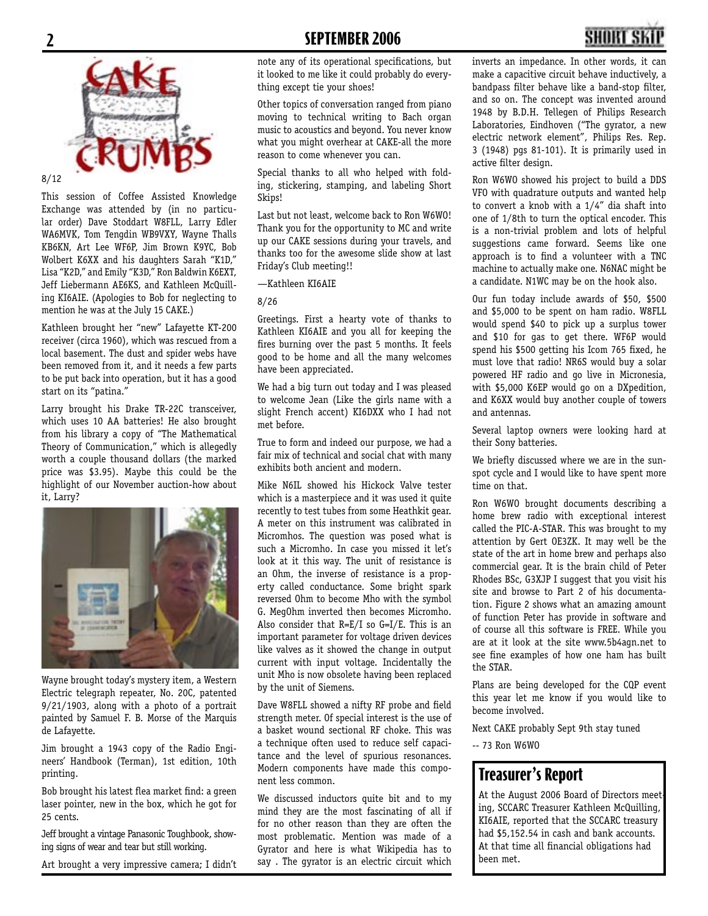## CAKE CRUMBS

8/12

This session of Coffee Assisted Knowledge Exchange was attended by (in no particular order) Dave Stoddart W8FLL, Larry Edler WA6MVK, Tom Tengdin WB9VXY, Wayne Thalls KB6KN, Art Lee WF6P, Jim Brown K9YC, Bob Wolbert K6XX and his daughters Sarah "K1D," Lisa "K2D," and Emily "K3D," Ron Baldwin K6EXT, Jeff Liebermann AE6KS, and Kathleen McQuilling KI6AIE. (Apologies to Bob for neglecting to mention he was at the July 15 CAKE.)

Kathleen brought her "new" Lafayette KT-200 receiver (circa 1960), which was rescued from a local basement. The dust and spider webs have been removed from it, and it needs a few parts to be put back into operation, but it has a good start on its "patina."

Larry brought his Drake TR-22C transceiver, which uses 10 AA batteries! He also brought from his library a copy of "The Mathematical Theory of Communication," which is allegedly worth a couple thousand dollars (the marked price was $3.95). Maybe this could be the highlight of our November auction-how about it, Larry?

Wayne brought today's mystery item, a Western Electric telegraph repeater, No. 20C, patented 9/21/1903, along with a photo of a portrait painted by Samuel F. B. Morse of the Marquis de Lafayette.

Jim brought a 1943 copy of the Radio Engineers' Handbook (Terman), 1st edition, 10th printing.

Bob brought his latest flea market find: a green laser pointer, new in the box, which he got for 25 cents.

Jeff brought a vintage Panasonic Toughbook, showing signs of wear and tear but still working.

Art brought a very impressive camera; I didn't note any of its operational specifications, but it looked to me like it could probably do everything except tie your shoes!

Other topics of conversation ranged from piano moving to technical writing to Bach organ music to acoustics and beyond. You never know what you might overhear at CAKE-all the more reason to come whenever you can.

Special thanks to all who helped with folding, stickering, stamping, and labeling Short Skips!

Last but not least, welcome back to Ron W6WO! Thank you for the opportunity to MC and write up our CAKE sessions during your travels, and thanks too for the awesome slide show at last Friday's Club meeting!!

—Kathleen KI6AIE

8/26

Greetings. First a hearty vote of thanks to Kathleen KI6AIE and you all for keeping the fires burning over the past 5 months. It feels good to be home and all the many welcomes have been appreciated.

We had a big turn out today and I was pleased to welcome Jean (Like the girls name with a slight French accent) KI6DXX who I had not met before.

True to form and indeed our purpose, we had a fair mix of technical and social chat with many exhibits both ancient and modern.

Mike N6IL showed his Hickock Valve tester which is a masterpiece and it was used it quite recently to test tubes from some Heathkit gear. A meter on this instrument was calibrated in Micromhos. The question was posed what is such a Micromho. In case you missed it let's look at it this way. The unit of resistance is an Ohm, the inverse of resistance is a property called conductance. Some bright spark reversed Ohm to become Mho with the symbol G. MegOhm inverted then becomes Micromho. Also consider that R=E/I so G=I/E. This is an important parameter for voltage driven devices like valves as it showed the change in output current with input voltage. Incidentally the unit Mho is now obsolete having been replaced by the unit of Siemens.

Dave W8FLL showed a nifty RF probe and field strength meter. Of special interest is the use of a basket wound sectional RF choke. This was a technique often used to reduce self capacitance and the level of spurious resonances. Modern components have made this component less common.

We discussed inductors quite bit and to my mind they are the most fascinating of all if for no other reason than they are often the most problematic. Mention was made of a Gyrator and here is what Wikipedia has to say . The gyrator is an electric circuit which inverts an impedance. In other words, it can make a capacitive circuit behave inductively, a bandpass filter behave like a band-stop filter, and so on. The concept was invented around 1948 by B.D.H. Tellegen of Philips Research Laboratories, Eindhoven ("The gyrator, a new electric network element", Philips Res. Rep. 3 (1948) pgs 81-101). It is primarily used in active filter design.

Ron W6WO showed his project to build a DDS VFO with quadrature outputs and wanted help to convert a knob with a 1/4" dia shaft into one of 1/8th to turn the optical encoder. This is a non-trivial problem and lots of helpful suggestions came forward. Seems like one approach is to find a volunteer with a TNC machine to actually make one. N6NAC might be a candidate. N1WC may be on the hook also.

Our fun today include awards of $50, $500 and $5,000 to be spent on ham radio. W8FLL would spend $40 to pick up a surplus tower and $10 for gas to get there. WF6P would spend his $500 getting his Icom 765 fixed, he must love that radio! NR6S would buy a solar powered HF radio and go live in Micronesia, with $5,000 K6EP would go on a DXpedition, and K6XX would buy another couple of towers and antennas.

Several laptop owners were looking hard at their Sony batteries.

We briefly discussed where we are in the sunspot cycle and I would like to have spent more time on that.

Ron W6WO brought documents describing a home brew radio with exceptional interest called the PIC-A-STAR. This was brought to my attention by Gert OE3ZK. It may well be the state of the art in home brew and perhaps also commercial gear. It is the brain child of Peter Rhodes BSc, G3XJP I suggest that you visit his site and browse to Part 2 of his documentation. Figure 2 shows what an amazing amount of function Peter has provide in software and of course all this software is FREE. While you are at it look at the site www.5b4agn.net to see fine examples of how one ham has built the STAR.

Plans are being developed for the CQP event this year let me know if you would like to become involved.

Next CAKE probably Sept 9th stay tuned

-- 73 Ron W6WO

## Treasurer's Report

At the August 2006 Board of Directors meeting, SCCARC Treasurer Kathleen McQuilling, KI6AIE, reported that the SCCARC treasury had $5,152.54 in cash and bank accounts. At that time all financial obligations had been met.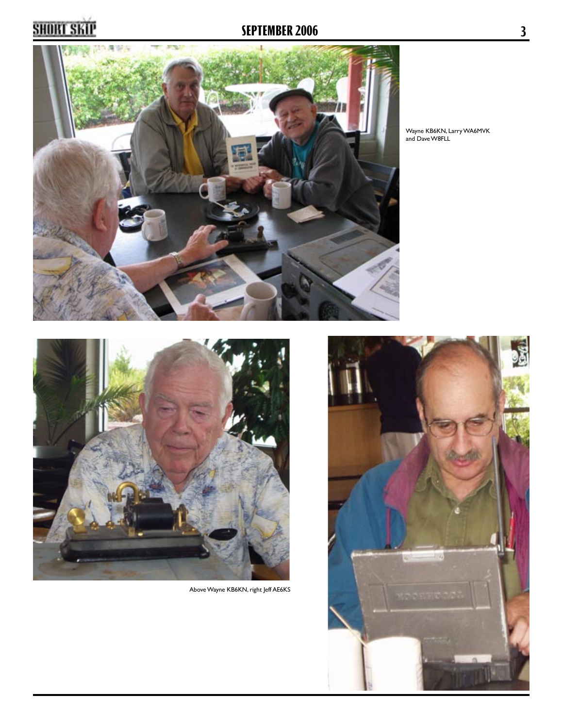Wayne KB6KN, Larry WA6MVK and Dave W8FLL

Above Wayne KB6KN, right Jeff AE6KS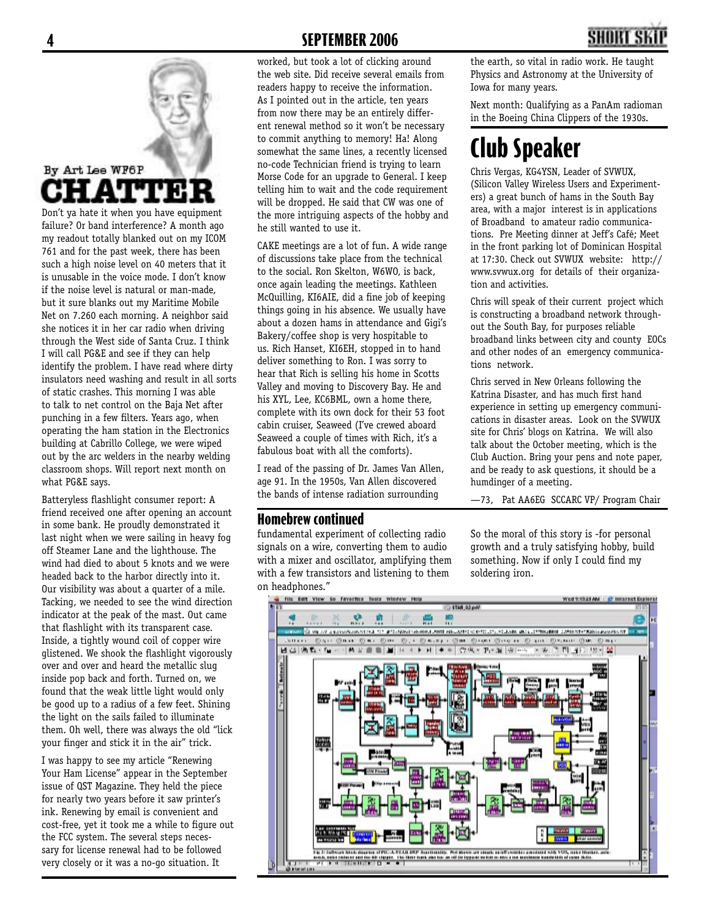## CHATTER

By Art Lee WF6P

Don't ya hate it when you have equipment failure? Or band interference? A month ago my readout totally blanked out on my ICOM 761 and for the past week, there has been such a high noise level on 40 meters that it is unusable in the voice mode. I don't know if the noise level is natural or man-made, but it sure blanks out my Maritime Mobile Net on 7.260 each morning. A neighbor said she notices it in her car radio when driving through the West side of Santa Cruz. I think I will call PG&E and see if they can help identify the problem. I have read where dirty insulators need washing and result in all sorts of static crashes. This morning I was able to talk to net control on the Baja Net after punching in a few filters. Years ago, when operating the ham station in the Electronics building at Cabrillo College, we were wiped out by the arc welders in the nearby welding classroom shops. Will report next month on what PG&E says.

Batteryless flashlight consumer report: A friend received one after opening an account in some bank. He proudly demonstrated it last night when we were sailing in heavy fog off Steamer Lane and the lighthouse. The wind had died to about 5 knots and we were headed back to the harbor directly into it. Our visibility was about a quarter of a mile. Tacking, we needed to see the wind direction indicator at the peak of the mast. Out came that flashlight with its transparent case. Inside, a tightly wound coil of copper wire glistened. We shook the flashlight vigorously over and over and heard the metallic slug inside pop back and forth. Turned on, we found that the weak little light would only be good up to a radius of a few feet. Shining the light on the sails failed to illuminate them. Oh well, there was always the old "lick your finger and stick it in the air" trick.

I was happy to see my article "Renewing Your Ham License" appear in the September issue of QST Magazine. They held the piece for nearly two years before it saw printer's ink. Renewing by email is convenient and cost-free, yet it took me a while to figure out the FCC system. The several steps necessary for license renewal had to be followed very closely or it was a no-go situation. It worked, but took a lot of clicking around the web site. Did receive several emails from readers happy to receive the information. As I pointed out in the article, ten years from now there may be an entirely different renewal method so it won't be necessary to commit anything to memory! Ha! Along somewhat the same lines, a recently licensed no-code Technician friend is trying to learn Morse Code for an upgrade to General. I keep telling him to wait and the code requirement will be dropped. He said that CW was one of the more intriguing aspects of the hobby and he still wanted to use it.

CAKE meetings are a lot of fun. A wide range of discussions take place from the technical to the social. Ron Skelton, W6WO, is back, once again leading the meetings. Kathleen McQuilling, KI6AIE, did a fine job of keeping things going in his absence. We usually have about a dozen hams in attendance and Gigi's Bakery/coffee shop is very hospitable to us. Rich Hanset, KI6EH, stopped in to hand deliver something to Ron. I was sorry to hear that Rich is selling his home in Scotts Valley and moving to Discovery Bay. He and his XYL, Lee, KC6BML, own a home there, complete with its own dock for their 53 foot cabin cruiser, Seaweed (I've crewed aboard Seaweed a couple of times with Rich, it's a fabulous boat with all the comforts).

I read of the passing of Dr. James Van Allen, age 91. In the 1950s, Van Allen discovered the bands of intense radiation surrounding the earth, so vital in radio work. He taught Physics and Astronomy at the University of Iowa for many years.

Next month: Qualifying as a PanAm radioman in the Boeing China Clippers of the 1930s.

# Club Speaker

Chris Vergas, KG4YSN, Leader of SVWUX, (Silicon Valley Wireless Users and Experimenters) a great bunch of hams in the South Bay area, with a major interest is in applications of Broadband to amateur radio communications. Pre Meeting dinner at Jeff's Café; Meet in the front parking lot of Dominican Hospital at 17:30. Check out SVWUX website: http://www.svwux.org for details of their organization and activities.

Chris will speak of their current project which is constructing a broadband network throughout the South Bay, for purposes reliable broadband links between city and county EOCs and other nodes of an emergency communications network.

Chris served in New Orleans following the Katrina Disaster, and has much first hand experience in setting up emergency communications in disaster areas. Look on the SVWUX site for Chris' blogs on Katrina. We will also talk about the October meeting, which is the Club Auction. Bring your pens and note paper, and be ready to ask questions, it should be a humdinger of a meeting.

—73, Pat AA6EG SCCARC VP/ Program Chair

## Homebrew continued

fundamental experiment of collecting radio signals on a wire, converting them to audio with a mixer and oscillator, amplifying them with a few transistors and listening to them on headphones."

So the moral of this story is -for personal growth and a truly satisfying hobby, build something. Now if only I could find my soldering iron.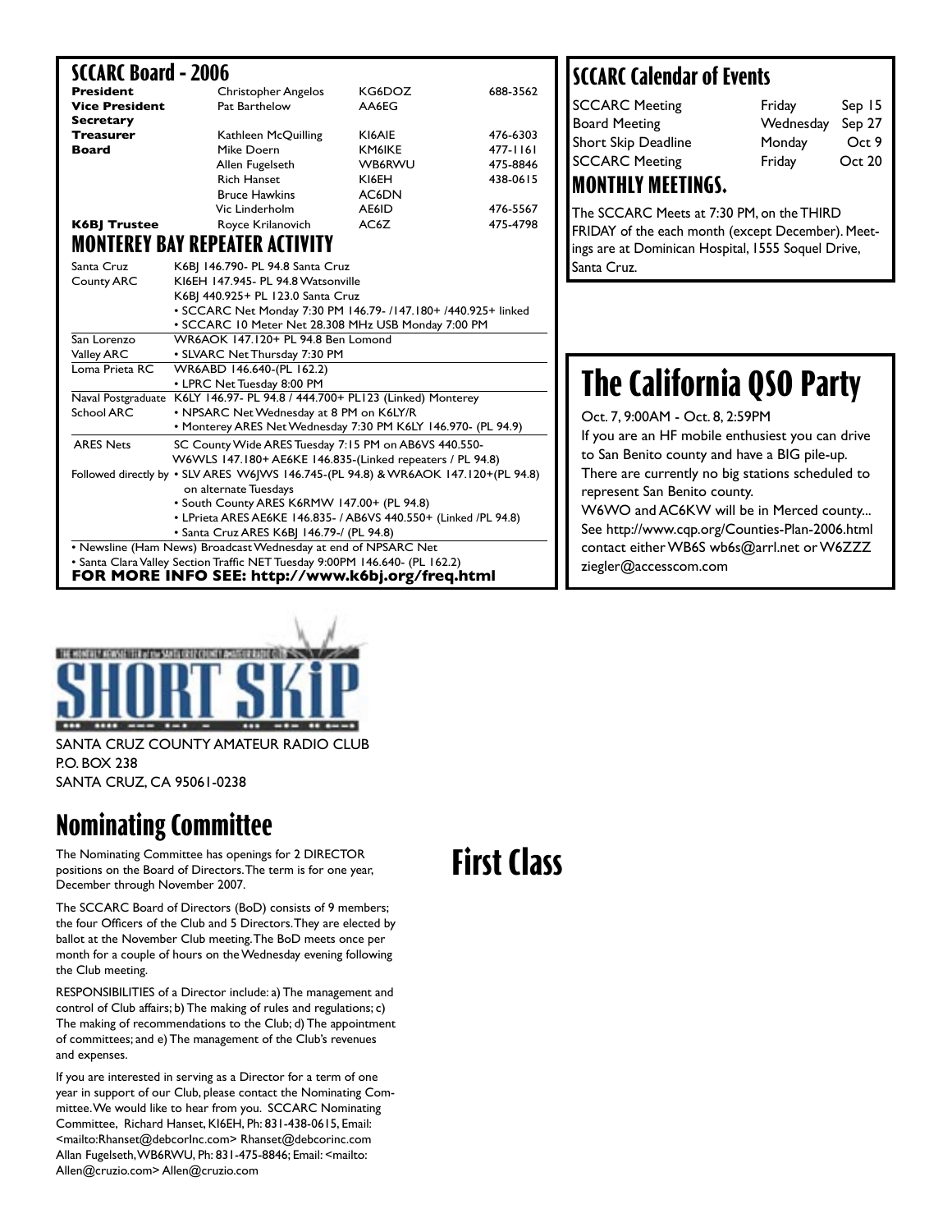## SCCARC Board - 2006

| | | | |
|---|---|---|---|
| **President** | Christopher Angelos | KG6DOZ | 688-3562 |
| **Vice President** | Pat Barthelow | AA6EG | |
| **Secretary** | | | |
| **Treasurer** | Kathleen McQuilling | KI6AIE | 476-6303 |
| **Board** | Mike Doern | KM6IKE | 477-1161 |
| | Allen Fugelseth | WB6RWU | 475-8846 |
| | Rich Hanset | KI6EH | 438-0615 |
| | Bruce Hawkins | AC6DN | |
| | Vic Linderholm | AE6ID | 476-5567 |
| **K6BJ Trustee** | Royce Krilanovich | AC6Z | 475-4798 |

## MONTEREY BAY REPEATER ACTIVITY

| | |
|---|---|
| Santa Cruz County ARC | K6BJ 146.790- PL 94.8 Santa Cruz<br>KI6EH 147.945- PL 94.8 Watsonville<br>K6BJ 440.925+ PL 123.0 Santa Cruz<br>• SCCARC Net Monday 7:30 PM 146.79- /147.180+ /440.925+ linked<br>• SCCARC 10 Meter Net 28.308 MHz USB Monday 7:00 PM |
| San Lorenzo Valley ARC | WR6AOK 147.120+ PL 94.8 Ben Lomond<br>• SLVARC Net Thursday 7:30 PM |
| Loma Prieta RC | WR6ABD 146.640-(PL 162.2)<br>• LPRC Net Tuesday 8:00 PM |
| Naval Postgraduate School ARC | K6LY 146.97- PL 94.8 / 444.700+ PL123 (Linked) Monterey<br>• NPSARC Net Wednesday at 8 PM on K6LY/R<br>• Monterey ARES Net Wednesday 7:30 PM K6LY 146.970- (PL 94.9) |
| ARES Nets | SC County Wide ARES Tuesday 7:15 PM on AB6VS 440.550-<br>W6WLS 147.180+ AE6KE 146.835-(Linked repeaters / PL 94.8) |
| Followed directly by | • SLV ARES W6JWS 146.745-(PL 94.8) & WR6AOK 147.120+(PL 94.8) on alternate Tuesdays<br>• South County ARES K6RMW 147.00+ (PL 94.8)<br>• LPrieta ARES AE6KE 146.835- / AB6VS 440.550+ (Linked /PL 94.8)<br>• Santa Cruz ARES K6BJ 146.79-/ (PL 94.8) |

• Newsline (Ham News) Broadcast Wednesday at end of NPSARC Net
• Santa Clara Valley Section Traffic NET Tuesday 9:00PM 146.640- (PL 162.2)

**FOR MORE INFO SEE: http://www.k6bj.org/freq.html**

## SCCARC Calendar of Events

| | | |
|---|---|---|
| SCCARC Meeting | Friday | Sep 15 |
| Board Meeting | Wednesday | Sep 27 |
| Short Skip Deadline | Monday | Oct 9 |
| SCCARC Meeting | Friday | Oct 20 |

## MONTHLY MEETINGS.

The SCCARC Meets at 7:30 PM, on the THIRD FRIDAY of the each month (except December). Meetings are at Dominican Hospital, 1555 Soquel Drive, Santa Cruz.

# The California QSO Party

Oct. 7, 9:00AM - Oct. 8, 2:59PM

If you are an HF mobile enthusiest you can drive to San Benito county and have a BIG pile-up. There are currently no big stations scheduled to represent San Benito county.

W6WO and AC6KW will be in Merced county... See http://www.cqp.org/Counties-Plan-2006.html contact either WB6S wb6s@arrl.net or W6ZZZ ziegler@accesscom.com

SHORT SKIP

SANTA CRUZ COUNTY AMATEUR RADIO CLUB
P.O. BOX 238
SANTA CRUZ, CA 95061-0238

# First Class

## Nominating Committee

The Nominating Committee has openings for 2 DIRECTOR positions on the Board of Directors. The term is for one year, December through November 2007.

The SCCARC Board of Directors (BoD) consists of 9 members; the four Officers of the Club and 5 Directors. They are elected by ballot at the November Club meeting. The BoD meets once per month for a couple of hours on the Wednesday evening following the Club meeting.

RESPONSIBILITIES of a Director include: a) The management and control of Club affairs; b) The making of rules and regulations; c) The making of recommendations to the Club; d) The appointment of committees; and e) The management of the Club's revenues and expenses.

If you are interested in serving as a Director for a term of one year in support of our Club, please contact the Nominating Committee. We would like to hear from you. SCCARC Nominating Committee, Richard Hanset, KI6EH, Ph: 831-438-0615, Email: <mailto:Rhanset@debcorInc.com> Rhanset@debcorinc.com Allan Fugelseth, WB6RWU, Ph: 831-475-8846; Email: <mailto: Allen@cruzio.com> Allen@cruzio.com